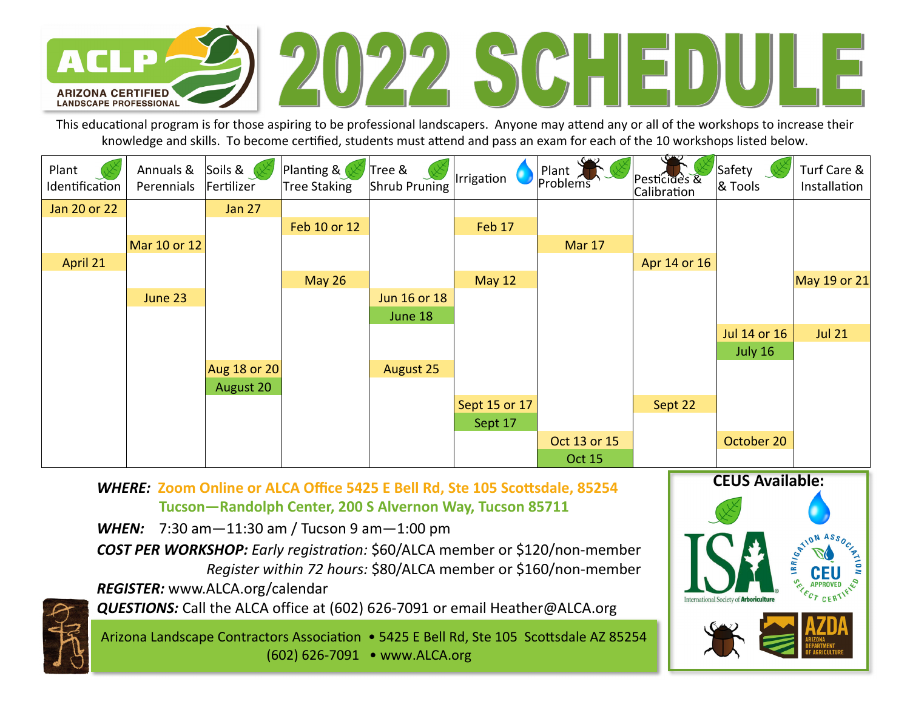# ACLP — Arizona Certified Landscape Professional

# 2022 SCHEDULE

This educational program is for those aspiring to be professional landscapers. Anyone may attend any or all of the workshops to increase their knowledge and skills. To become certified, students must attend and pass an exam for each of the 10 workshops listed below.

| Plant Identification | Annuals & Perennials | Soils & Fertilizer | Planting & Tree Staking | Tree & Shrub Pruning | Irrigation | Plant Problems | Pesticides & Calibration | Safety & Tools | Turf Care & Installation |
|---|---|---|---|---|---|---|---|---|---|
| Jan 20 or 22 | | Jan 27 | | | | | | | |
| | | | Feb 10 or 12 | | Feb 17 | | | | |
| | Mar 10 or 12 | | | | | Mar 17 | | | |
| April 21 | | | | | | | Apr 14 or 16 | | |
| | | | May 26 | | May 12 | | | | May 19 or 21 |
| | June 23 | | | Jun 16 or 18 | | | | | |
| | | | | June 18 | | | | | |
| | | | | | | | | Jul 14 or 16 | Jul 21 |
| | | | | | | | | July 16 | |
| | | Aug 18 or 20 | | August 25 | | | | | |
| | | August 20 | | | | | | | |
| | | | | | Sept 15 or 17 | | Sept 22 | | |
| | | | | | Sept 17 | | | | |
| | | | | | | Oct 13 or 15 | | October 20 | |
| | | | | | | Oct 15 | | | |

***WHERE:*** Zoom Online or ALCA Office 5425 E Bell Rd, Ste 105 Scottsdale, 85254
Tucson—Randolph Center, 200 S Alvernon Way, Tucson 85711

***WHEN:*** 7:30 am—11:30 am / Tucson 9 am—1:00 pm

***COST PER WORKSHOP:*** *Early registration:* $60/ALCA member or $120/non-member
*Register within 72 hours:* $80/ALCA member or $160/non-member

***REGISTER:*** www.ALCA.org/calendar

***QUESTIONS:*** Call the ALCA office at (602) 626-7091 or email Heather@ALCA.org

**CEUS Available:**

ISA — International Society of Arboriculture
Irrigation Association — CEU Approved — Select Certified
AZDA — Arizona Department of Agriculture

Arizona Landscape Contractors Association • 5425 E Bell Rd, Ste 105 Scottsdale AZ 85254
(602) 626-7091 • www.ALCA.org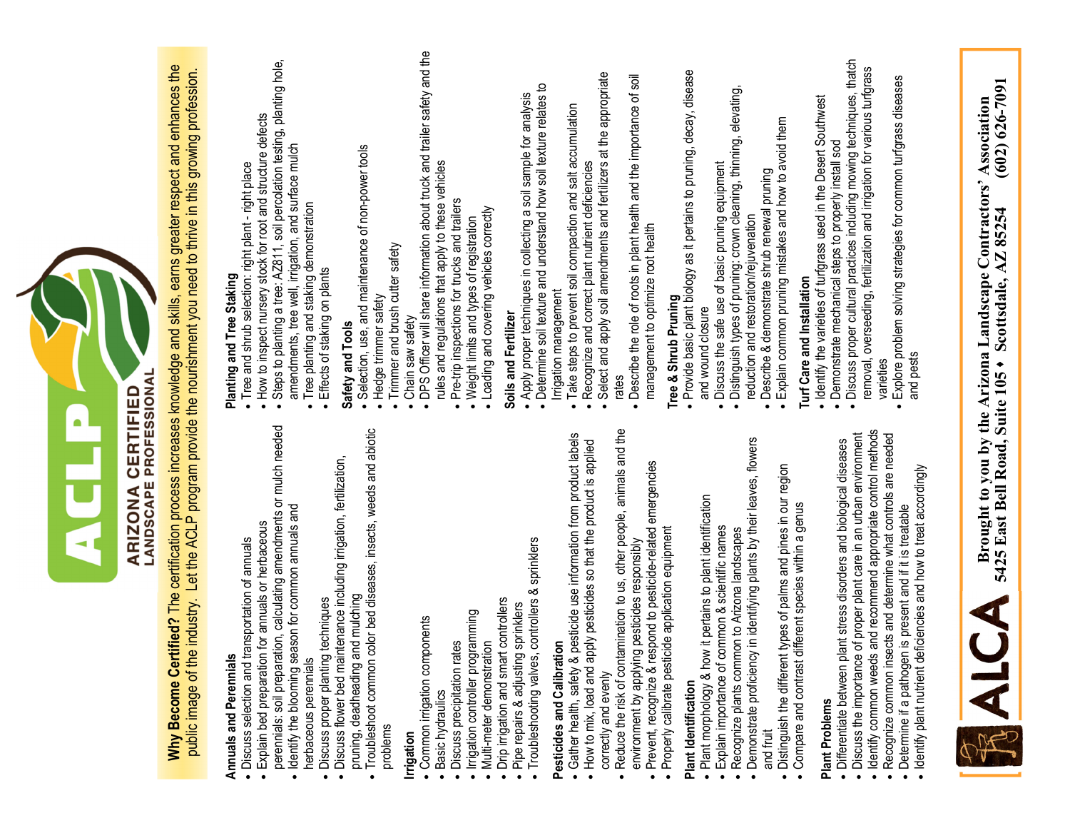# ACLP

## ARIZONA CERTIFIED LANDSCAPE PROFESSIONAL

**Why Become Certified?** The certification process increases knowledge and skills, earns greater respect and enhances the public image of the industry. Let the ACLP program provide the nourishment you need to thrive in this growing profession.

**Annuals and Perennials**
- Discuss selection and transportation of annuals
- Explain bed preparation for annuals or herbaceous perennials: soil preparation, calculating amendments or mulch needed
- Identify the blooming season for common annuals and herbaceous perennials
- Discuss proper planting techniques
- Discuss flower bed maintenance including irrigation, fertilization, pruning, deadheading and mulching
- Troubleshoot common color bed diseases, insects, weeds and abiotic problems

**Irrigation**
- Common irrigation components
- Basic hydraulics
- Discuss precipitation rates
- Irrigation controller programming
- Multi-meter demonstration
- Drip irrigation and smart controllers
- Pipe repairs & adjusting sprinklers
- Troubleshooting valves, controllers & sprinklers

**Pesticides and Calibration**
- Gather health, safety & pesticide use information from product labels
- How to mix, load and apply pesticides so that the product is applied correctly and evenly
- Reduce the risk of contamination to us, other people, animals and the environment by applying pesticides responsibly
- Prevent, recognize & respond to pesticide-related emergencies
- Properly calibrate pesticide application equipment

**Plant Identification**
- Plant morphology & how it pertains to plant identification
- Explain importance of common & scientific names
- Recognize plants common to Arizona landscapes
- Demonstrate proficiency in identifying plants by their leaves, flowers and fruit
- Distinguish the different types of palms and pines in our region
- Compare and contrast different species within a genus

**Plant Problems**
- Differentiate between plant stress disorders and biological diseases
- Discuss the importance of proper plant care in an urban environment
- Identify common weeds and recommend appropriate control methods
- Recognize common insects and determine what controls are needed
- Determine if a pathogen is present and if it is treatable
- Identify plant nutrient deficiencies and how to treat accordingly

**Planting and Tree Staking**
- Tree and shrub selection: right plant - right place
- How to inspect nursery stock for root and structure defects
- Steps to planting a tree: AZ811, soil percolation testing, planting hole, amendments, tree well, irrigation, and surface mulch
- Tree planting and staking demonstration
- Effects of staking on plants

**Safety and Tools**
- Selection, use, and maintenance of non-power tools
- Hedge trimmer safety
- Trimmer and brush cutter safety
- Chain saw safety
- DPS Officer will share information about truck and trailer safety and the rules and regulations that apply to these vehicles
- Pre-trip inspections for trucks and trailers
- Weight limits and types of registration
- Loading and covering vehicles correctly

**Soils and Fertilizer**
- Apply proper techniques in collecting a soil sample for analysis
- Determine soil texture and understand how soil texture relates to irrigation management
- Take steps to prevent soil compaction and salt accumulation
- Recognize and correct plant nutrient deficiencies
- Select and apply soil amendments and fertilizers at the appropriate rates
- Describe the role of roots in plant health and the importance of soil management to optimize root health

**Tree & Shrub Pruning**
- Provide basic plant biology as it pertains to pruning, decay, disease and wound closure
- Discuss the safe use of basic pruning equipment
- Distinguish types of pruning: crown cleaning, thinning, elevating, reduction and restoration/rejuvenation
- Describe & demonstrate shrub renewal pruning
- Explain common pruning mistakes and how to avoid them

**Turf Care and Installation**
- Identify the varieties of turfgrass used in the Desert Southwest
- Demonstrate mechanical steps to properly install sod
- Discuss proper cultural practices including mowing techniques, thatch removal, overseeding, fertilization and irrigation for various turfgrass varieties
- Explore problem solving strategies for common turfgrass diseases and pests

---

ALCA

**Brought to you by the Arizona Landscape Contractors' Association**
**5425 East Bell Road, Suite 105 • Scottsdale, AZ 85254 (602) 626-7091**